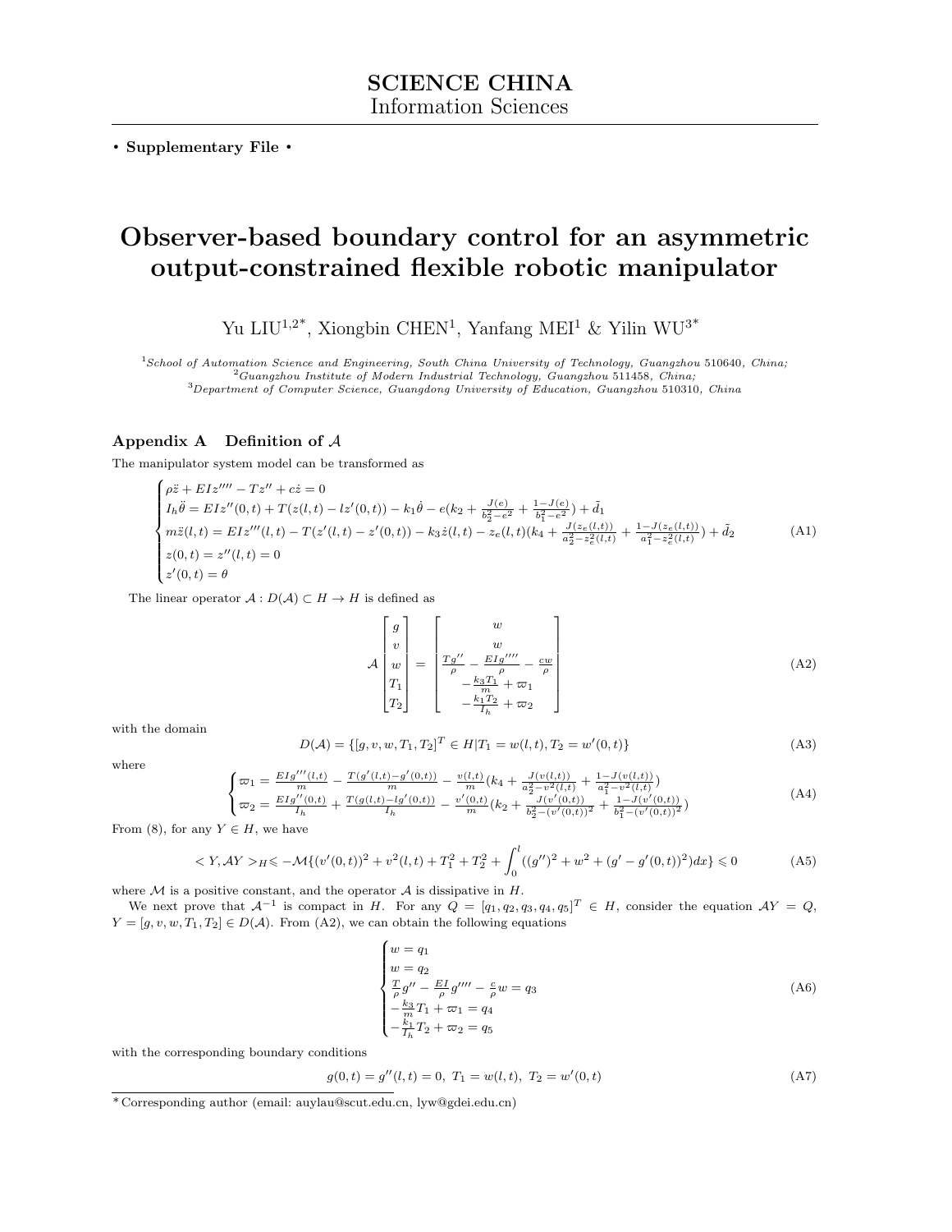**SCIENCE CHINA**
Information Sciences

**• Supplementary File •**

# Observer-based boundary control for an asymmetric output-constrained flexible robotic manipulator

Yu LIU[1,2*], Xiongbin CHEN[1], Yanfang MEI[1] & Yilin WU[3*]

[1]*School of Automation Science and Engineering, South China University of Technology, Guangzhou 510640, China;*
[2]*Guangzhou Institute of Modern Industrial Technology, Guangzhou 511458, China;*
[3]*Department of Computer Science, Guangdong University of Education, Guangzhou 510310, China*

## Appendix A Definition of $\mathcal{A}$

The manipulator system model can be transformed as

$$\begin{cases} \rho\ddot{z} + EIz'''' - Tz'' + c\dot{z} = 0 \\ I_h\ddot{\theta} = EIz''(0,t) + T(z(l,t) - lz'(0,t)) - k_1\dot{\theta} - e(k_2 + \frac{J(e)}{b_2^2 - e^2} + \frac{1-J(e)}{b_1^2 - e^2}) + \tilde{d}_1 \\ m\ddot{z}(l,t) = EIz'''(l,t) - T(z'(l,t) - z'(0,t)) - k_3\dot{z}(l,t) - z_e(l,t)(k_4 + \frac{J(z_e(l,t))}{a_2^2 - z_e^2(l,t)} + \frac{1-J(z_e(l,t))}{a_1^2 - z_e^2(l,t)}) + \tilde{d}_2 \\ z(0,t) = z''(l,t) = 0 \\ z'(0,t) = \theta \end{cases} \tag{A1}$$

The linear operator $\mathcal{A} : D(\mathcal{A}) \subset H \to H$ is defined as

$$\mathcal{A}\begin{bmatrix} g \\ v \\ w \\ T_1 \\ T_2 \end{bmatrix} = \begin{bmatrix} w \\ w \\ \frac{Tg''}{\rho} - \frac{EIg''''}{\rho} - \frac{cw}{\rho} \\ -\frac{k_3T_1}{m} + \varpi_1 \\ -\frac{k_1T_2}{I_h} + \varpi_2 \end{bmatrix} \tag{A2}$$

with the domain

$$D(\mathcal{A}) = \{[g, v, w, T_1, T_2]^T \in H | T_1 = w(l,t), T_2 = w'(0,t)\} \tag{A3}$$

where

$$\begin{cases} \varpi_1 = \frac{EIg'''(l,t)}{m} - \frac{T(g'(l,t) - g'(0,t))}{m} - \frac{v(l,t)}{m}(k_4 + \frac{J(v(l,t))}{a_2^2 - v^2(l,t)} + \frac{1-J(v(l,t))}{a_1^2 - v^2(l,t)}) \\ \varpi_2 = \frac{EIg''(0,t)}{I_h} + \frac{T(g(l,t) - lg'(0,t))}{I_h} - \frac{v'(0,t)}{m}(k_2 + \frac{J(v'(0,t))}{b_2^2 - (v'(0,t))^2} + \frac{1-J(v'(0,t))}{b_1^2 - (v'(0,t))^2}) \end{cases} \tag{A4}$$

From (8), for any $Y \in H$, we have

$$< Y, \mathcal{A}Y >_H \leqslant -\mathcal{M}\{(v'(0,t))^2 + v^2(l,t) + T_1^2 + T_2^2 + \int_0^l ((g'')^2 + w^2 + (g' - g'(0,t))^2)dx\} \leqslant 0 \tag{A5}$$

where $\mathcal{M}$ is a positive constant, and the operator $\mathcal{A}$ is dissipative in $H$.

We next prove that $\mathcal{A}^{-1}$ is compact in $H$. For any $Q = [q_1, q_2, q_3, q_4, q_5]^T \in H$, consider the equation $\mathcal{A}Y = Q$, $Y = [g, v, w, T_1, T_2] \in D(\mathcal{A})$. From (A2), we can obtain the following equations

$$\begin{cases} w = q_1 \\ w = q_2 \\ \frac{T}{\rho}g'' - \frac{EI}{\rho}g'''' - \frac{c}{\rho}w = q_3 \\ -\frac{k_3}{m}T_1 + \varpi_1 = q_4 \\ -\frac{k_1}{I_h}T_2 + \varpi_2 = q_5 \end{cases} \tag{A6}$$

with the corresponding boundary conditions

$$g(0,t) = g''(l,t) = 0,\ T_1 = w(l,t),\ T_2 = w'(0,t) \tag{A7}$$

*Corresponding author (email: auylau@scut.edu.cn, lyw@gdei.edu.cn)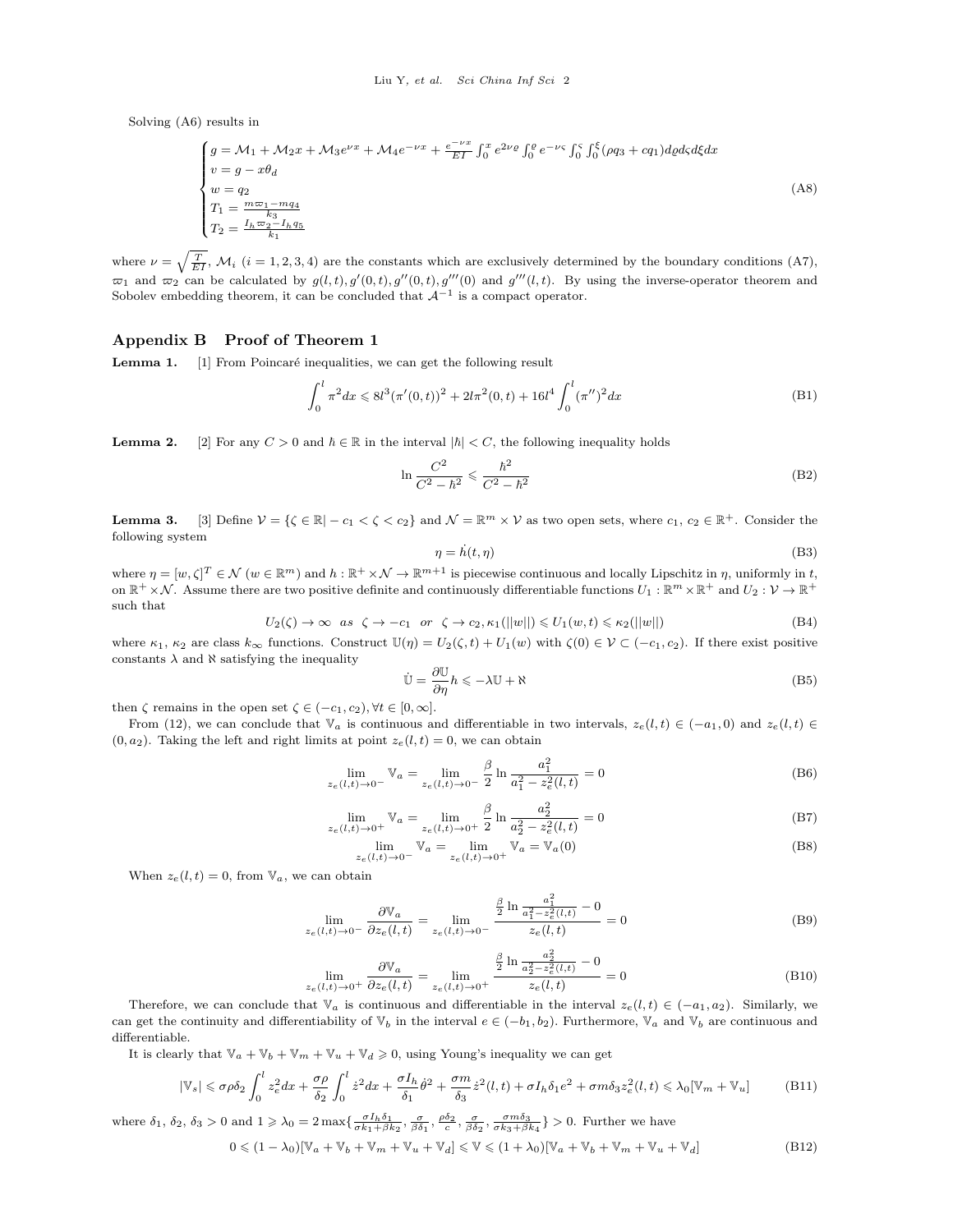Solving (A6) results in

$$
\begin{cases}
g = \mathcal{M}_1 + \mathcal{M}_2 x + \mathcal{M}_3 e^{\nu x} + \mathcal{M}_4 e^{-\nu x} + \frac{e^{-\nu x}}{EI}\int_0^x e^{2\nu\varrho}\int_0^\varrho e^{-\nu\varsigma}\int_0^\varsigma\int_0^\xi (\rho q_3 + c q_1) d\varrho d\varsigma d\xi dx \\
v = g - x\theta_d \\
w = q_2 \\
T_1 = \frac{m\varpi_1 - m q_4}{k_3} \\
T_2 = \frac{I_h\varpi_2 - I_h q_5}{k_1}
\end{cases}
\tag{A8}
$$

where $\nu = \sqrt{\frac{T}{EI}}$, $\mathcal{M}_i$ $(i = 1, 2, 3, 4)$ are the constants which are exclusively determined by the boundary conditions (A7), $\varpi_1$ and $\varpi_2$ can be calculated by $g(l,t), g'(0,t), g''(0,t), g'''(0)$ and $g'''(l,t)$. By using the inverse-operator theorem and Sobolev embedding theorem, it can be concluded that $\mathcal{A}^{-1}$ is a compact operator.

## Appendix B Proof of Theorem 1

**Lemma 1.** [1] From Poincaré inequalities, we can get the following result

$$
\int_0^l \pi^2 dx \leqslant 8l^3(\pi'(0,t))^2 + 2l\pi^2(0,t) + 16l^4\int_0^l (\pi'')^2 dx \tag{B1}
$$

**Lemma 2.** [2] For any $C > 0$ and $\hbar \in \mathbb{R}$ in the interval $|\hbar| < C$, the following inequality holds

$$
\ln\frac{C^2}{C^2 - \hbar^2} \leqslant \frac{\hbar^2}{C^2 - \hbar^2} \tag{B2}
$$

**Lemma 3.** [3] Define $\mathcal{V} = \{\zeta \in \mathbb{R} | -c_1 < \zeta < c_2\}$ and $\mathcal{N} = \mathbb{R}^m \times \mathcal{V}$ as two open sets, where $c_1, c_2 \in \mathbb{R}^+$. Consider the following system

$$
\eta = \dot{h}(t, \eta) \tag{B3}
$$

where $\eta = [w, \zeta]^T \in \mathcal{N}$ $(w \in \mathbb{R}^m)$ and $h : \mathbb{R}^+ \times \mathcal{N} \to \mathbb{R}^{m+1}$ is piecewise continuous and locally Lipschitz in $\eta$, uniformly in $t$, on $\mathbb{R}^+ \times \mathcal{N}$. Assume there are two positive definite and continuously differentiable functions $U_1 : \mathbb{R}^m \times \mathbb{R}^+$ and $U_2 : \mathcal{V} \to \mathbb{R}^+$ such that

$$
U_2(\zeta) \to \infty \ \ as \ \ \zeta \to -c_1 \ \ or \ \ \zeta \to c_2, \kappa_1(||w||) \leqslant U_1(w,t) \leqslant \kappa_2(||w||) \tag{B4}
$$

where $\kappa_1$, $\kappa_2$ are class $k_\infty$ functions. Construct $\mathbb{U}(\eta) = U_2(\zeta, t) + U_1(w)$ with $\zeta(0) \in \mathcal{V} \subset (-c_1, c_2)$. If there exist positive constants $\lambda$ and $\aleph$ satisfying the inequality

$$
\dot{\mathbb{U}} = \frac{\partial \mathbb{U}}{\partial \eta} h \leqslant -\lambda\mathbb{U} + \aleph \tag{B5}
$$

then $\zeta$ remains in the open set $\zeta \in (-c_1, c_2), \forall t \in [0, \infty]$.

From (12), we can conclude that $\mathbb{V}_a$ is continuous and differentiable in two intervals, $z_e(l,t) \in (-a_1, 0)$ and $z_e(l,t) \in (0, a_2)$. Taking the left and right limits at point $z_e(l,t) = 0$, we can obtain

$$
\lim_{z_e(l,t)\to 0^-} \mathbb{V}_a = \lim_{z_e(l,t)\to 0^-} \frac{\beta}{2}\ln\frac{a_1^2}{a_1^2 - z_e^2(l,t)} = 0 \tag{B6}
$$

$$
\lim_{z_e(l,t)\to 0^+} \mathbb{V}_a = \lim_{z_e(l,t)\to 0^+} \frac{\beta}{2}\ln\frac{a_2^2}{a_2^2 - z_e^2(l,t)} = 0 \tag{B7}
$$

$$
\lim_{z_e(l,t)\to 0^-} \mathbb{V}_a = \lim_{z_e(l,t)\to 0^+} \mathbb{V}_a = \mathbb{V}_a(0) \tag{B8}
$$

When $z_e(l,t) = 0$, from $\mathbb{V}_a$, we can obtain

$$
\lim_{z_e(l,t)\to 0^-} \frac{\partial \mathbb{V}_a}{\partial z_e(l,t)} = \lim_{z_e(l,t)\to 0^-} \frac{\frac{\beta}{2}\ln\frac{a_1^2}{a_1^2 - z_e^2(l,t)} - 0}{z_e(l,t)} = 0 \tag{B9}
$$

$$
\lim_{z_e(l,t)\to 0^+} \frac{\partial \mathbb{V}_a}{\partial z_e(l,t)} = \lim_{z_e(l,t)\to 0^+} \frac{\frac{\beta}{2}\ln\frac{a_2^2}{a_2^2 - z_e^2(l,t)} - 0}{z_e(l,t)} = 0 \tag{B10}
$$

Therefore, we can conclude that $\mathbb{V}_a$ is continuous and differentiable in the interval $z_e(l,t) \in (-a_1, a_2)$. Similarly, we can get the continuity and differentiability of $\mathbb{V}_b$ in the interval $e \in (-b_1, b_2)$. Furthermore, $\mathbb{V}_a$ and $\mathbb{V}_b$ are continuous and differentiable.

It is clearly that $\mathbb{V}_a + \mathbb{V}_b + \mathbb{V}_m + \mathbb{V}_u + \mathbb{V}_d \geqslant 0$, using Young's inequality we can get

$$
|\mathbb{V}_s| \leqslant \sigma\rho\delta_2\int_0^l z_e^2 dx + \frac{\sigma\rho}{\delta_2}\int_0^l \dot{z}^2 dx + \frac{\sigma I_h}{\delta_1}\dot{\theta}^2 + \frac{\sigma m}{\delta_3}\dot{z}^2(l,t) + \sigma I_h\delta_1 e^2 + \sigma m\delta_3 z_e^2(l,t) \leqslant \lambda_0[\mathbb{V}_m + \mathbb{V}_u] \tag{B11}
$$

where $\delta_1$, $\delta_2$, $\delta_3 > 0$ and $1 \geqslant \lambda_0 = 2\max\{\frac{\sigma I_h\delta_1}{\sigma k_1 + \beta k_2}, \frac{\sigma}{\beta\delta_1}, \frac{\rho\delta_2}{c}, \frac{\sigma}{\beta\delta_2}, \frac{\sigma m\delta_3}{\sigma k_3 + \beta k_4}\} > 0$. Further we have

$$
0 \leqslant (1 - \lambda_0)[\mathbb{V}_a + \mathbb{V}_b + \mathbb{V}_m + \mathbb{V}_u + \mathbb{V}_d] \leqslant \mathbb{V} \leqslant (1 + \lambda_0)[\mathbb{V}_a + \mathbb{V}_b + \mathbb{V}_m + \mathbb{V}_u + \mathbb{V}_d] \tag{B12}
$$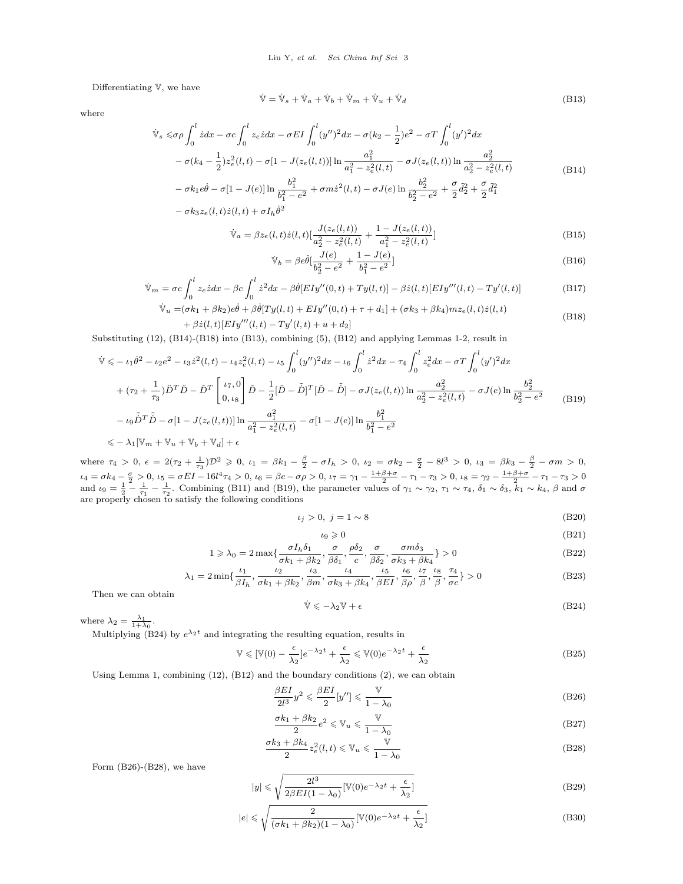Differentiating $\mathbb{V}$, we have

$$\dot{\mathbb{V}} = \dot{\mathbb{V}}_s + \dot{\mathbb{V}}_a + \dot{\mathbb{V}}_b + \dot{\mathbb{V}}_m + \dot{\mathbb{V}}_u + \dot{\mathbb{V}}_d \tag{B13}$$

where

$$\begin{aligned}
\dot{\mathbb{V}}_s \leqslant & \sigma\rho \int_0^l \dot{z} dx - \sigma c \int_0^l z_e \dot{z} dx - \sigma EI \int_0^l (y'')^2 dx - \sigma(k_2 - \frac{1}{2}) e^2 - \sigma T \int_0^l (y')^2 dx \\
& - \sigma(k_4 - \frac{1}{2}) z_e^2(l,t) - \sigma[1 - J(z_e(l,t))] \ln \frac{a_1^2}{a_1^2 - z_e^2(l,t)} - \sigma J(z_e(l,t)) \ln \frac{a_2^2}{a_2^2 - z_e^2(l,t)} \\
& - \sigma k_1 e \dot{\theta} - \sigma[1 - J(e)] \ln \frac{b_1^2}{b_1^2 - e^2} + \sigma m \dot{z}^2(l,t) - \sigma J(e) \ln \frac{b_2^2}{b_2^2 - e^2} + \frac{\sigma}{2} \tilde{d}_2^2 + \frac{\sigma}{2} \tilde{d}_1^2 \\
& - \sigma k_3 z_e(l,t) \dot{z}(l,t) + \sigma I_h \dot{\theta}^2
\end{aligned} \tag{B14}$$

$$\dot{\mathbb{V}}_a = \beta z_e(l,t) \dot{z}(l,t) [\frac{J(z_e(l,t))}{a_2^2 - z_e^2(l,t)} + \frac{1 - J(z_e(l,t))}{a_1^2 - z_e^2(l,t)}] \tag{B15}$$

$$\dot{\mathbb{V}}_b = \beta e \dot{\theta} [\frac{J(e)}{b_2^2 - e^2} + \frac{1 - J(e)}{b_1^2 - e^2}] \tag{B16}$$

$$\dot{\mathbb{V}}_m = \sigma c \int_0^l z_e \dot{z} dx - \beta c \int_0^l \dot{z}^2 dx - \beta \dot{\theta} [EIy''(0,t) + Ty(l,t)] - \beta \dot{z}(l,t) [EIy'''(l,t) - Ty'(l,t)] \tag{B17}$$

$$\begin{aligned}
\dot{\mathbb{V}}_u = & (\sigma k_1 + \beta k_2) e \dot{\theta} + \beta \dot{\theta} [Ty(l,t) + EIy''(0,t) + \tau + d_1] + (\sigma k_3 + \beta k_4) m z_e(l,t) \dot{z}(l,t) \\
& + \beta \dot{z}(l,t) [EIy'''(l,t) - Ty'(l,t) + u + d_2]
\end{aligned} \tag{B18}$$

Substituting (12), (B14)-(B18) into (B13), combining (5), (B12) and applying Lemmas 1-2, result in

$$\begin{aligned}
\dot{\mathbb{V}} \leqslant & - \iota_1 \dot{\theta}^2 - \iota_2 e^2 - \iota_3 \dot{z}^2(l,t) - \iota_4 z_e^2(l,t) - \iota_5 \int_0^l (y'')^2 dx - \iota_6 \int_0^l \dot{z}^2 dx - \tau_4 \int_0^l z_e^2 dx - \sigma T \int_0^l (y')^2 dx \\
& + (\tau_2 + \frac{1}{\tau_3}) \ddot{D}^T \ddot{D} - \tilde{D}^T \begin{bmatrix} \iota_7, 0 \\ 0, \iota_8 \end{bmatrix} \tilde{D} - \frac{1}{2} [\tilde{D} - \tilde{\hat{D}}]^T [\tilde{D} - \tilde{\hat{D}}] - \sigma J(z_e(l,t)) \ln \frac{a_2^2}{a_2^2 - z_e^2(l,t)} - \sigma J(e) \ln \frac{b_2^2}{b_2^2 - e^2} \\
& - \iota_9 \tilde{\hat{D}}^T \tilde{\hat{D}} - \sigma[1 - J(z_e(l,t))] \ln \frac{a_1^2}{a_1^2 - z_e^2(l,t)} - \sigma[1 - J(e)] \ln \frac{b_1^2}{b_1^2 - e^2} \\
\leqslant & - \lambda_1 [\mathbb{V}_m + \mathbb{V}_u + \mathbb{V}_b + \mathbb{V}_d] + \epsilon
\end{aligned} \tag{B19}$$

where $\tau_4 > 0$, $\epsilon = 2(\tau_2 + \frac{1}{\tau_3}) \mathcal{D}^2 \geqslant 0$, $\iota_1 = \beta k_1 - \frac{\beta}{2} - \sigma I_h > 0$, $\iota_2 = \sigma k_2 - \frac{\sigma}{2} - 8l^3 > 0$, $\iota_3 = \beta k_3 - \frac{\beta}{2} - \sigma m > 0$, $\iota_4 = \sigma k_4 - \frac{\sigma}{2} > 0$, $\iota_5 = \sigma EI - 16 l^4 \tau_4 > 0$, $\iota_6 = \beta c - \sigma\rho > 0$, $\iota_7 = \gamma_1 - \frac{1+\beta+\sigma}{2} - \tau_1 - \tau_3 > 0$, $\iota_8 = \gamma_2 - \frac{1+\beta+\sigma}{2} - \tau_1 - \tau_3 > 0$ and $\iota_9 = \frac{1}{2} - \frac{1}{\tau_1} - \frac{1}{\tau_2}$. Combining (B11) and (B19), the parameter values of $\gamma_1 \sim \gamma_2$, $\tau_1 \sim \tau_4$, $\delta_1 \sim \delta_3$, $k_1 \sim k_4$, $\beta$ and $\sigma$ are properly chosen to satisfy the following conditions

$$\iota_j > 0, \ j = 1 \sim 8 \tag{B20}$$

$$\iota_9 \geqslant 0 \tag{B21}$$

$$1 \geqslant \lambda_0 = 2 \max\{\frac{\sigma I_h \delta_1}{\sigma k_1 + \beta k_2}, \frac{\sigma}{\beta \delta_1}, \frac{\rho \delta_2}{c}, \frac{\sigma}{\beta \delta_2}, \frac{\sigma m \delta_3}{\sigma k_3 + \beta k_4}\} > 0 \tag{B22}$$

$$\lambda_1 = 2 \min\{\frac{\iota_1}{\beta I_h}, \frac{\iota_2}{\sigma k_1 + \beta k_2}, \frac{\iota_3}{\beta m}, \frac{\iota_4}{\sigma k_3 + \beta k_4}, \frac{\iota_5}{\beta EI}, \frac{\iota_6}{\beta \rho}, \frac{\iota_7}{\beta}, \frac{\iota_8}{\beta}, \frac{\tau_4}{\sigma c}\} > 0 \tag{B23}$$

Then we can obtain

$$\dot{\mathbb{V}} \leqslant -\lambda_2 \mathbb{V} + \epsilon \tag{B24}$$

where $\lambda_2 = \frac{\lambda_1}{1 + \lambda_0}$.

Multiplying (B24) by $e^{\lambda_2 t}$ and integrating the resulting equation, results in

$$\mathbb{V} \leqslant [\mathbb{V}(0) - \frac{\epsilon}{\lambda_2}] e^{-\lambda_2 t} + \frac{\epsilon}{\lambda_2} \leqslant \mathbb{V}(0) e^{-\lambda_2 t} + \frac{\epsilon}{\lambda_2} \tag{B25}$$

Using Lemma 1, combining (12), (B12) and the boundary conditions (2), we can obtain

$$\frac{\beta EI}{2l^3} y^2 \leqslant \frac{\beta EI}{2} [y''] \leqslant \frac{\mathbb{V}}{1 - \lambda_0} \tag{B26}$$

$$\frac{\sigma k_1 + \beta k_2}{2} e^2 \leqslant \mathbb{V}_u \leqslant \frac{\mathbb{V}}{1 - \lambda_0} \tag{B27}$$

$$\frac{\sigma k_3 + \beta k_4}{2} z_e^2(l,t) \leqslant \mathbb{V}_u \leqslant \frac{\mathbb{V}}{1 - \lambda_0} \tag{B28}$$

Form (B26)-(B28), we have

$$|y| \leqslant \sqrt{\frac{2l^3}{2\beta EI(1 - \lambda_0)} [\mathbb{V}(0) e^{-\lambda_2 t} + \frac{\epsilon}{\lambda_2}]} \tag{B29}$$

$$|e| \leqslant \sqrt{\frac{2}{(\sigma k_1 + \beta k_2)(1 - \lambda_0)} [\mathbb{V}(0) e^{-\lambda_2 t} + \frac{\epsilon}{\lambda_2}]} \tag{B30}$$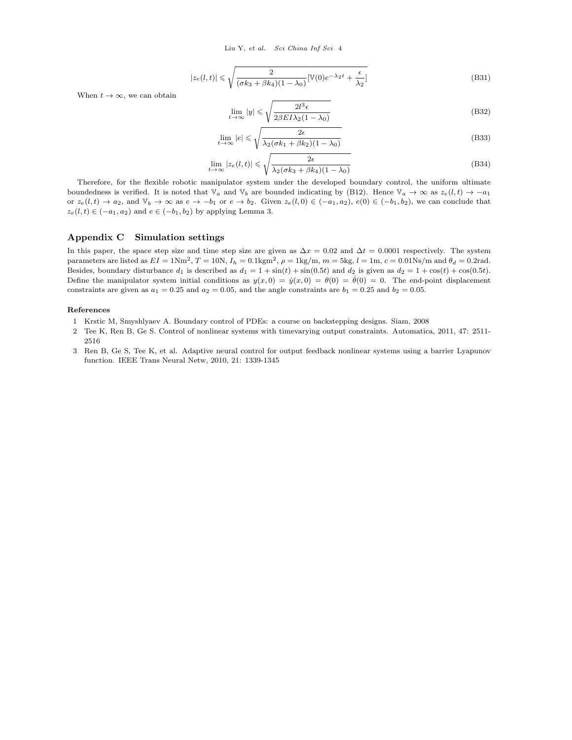$$|z_e(l,t)| \leqslant \sqrt{\frac{2}{(\sigma k_3 + \beta k_4)(1-\lambda_0)}[\mathbb{V}(0)e^{-\lambda_2 t} + \frac{\epsilon}{\lambda_2}]} \tag{B31}$$

When $t \to \infty$, we can obtain

$$\lim_{t\to\infty} |y| \leqslant \sqrt{\frac{2l^3\epsilon}{2\beta EI\lambda_2(1-\lambda_0)}} \tag{B32}$$

$$\lim_{t\to\infty} |e| \leqslant \sqrt{\frac{2\epsilon}{\lambda_2(\sigma k_1 + \beta k_2)(1-\lambda_0)}} \tag{B33}$$

$$\lim_{t\to\infty} |z_e(l,t)| \leqslant \sqrt{\frac{2\epsilon}{\lambda_2(\sigma k_3 + \beta k_4)(1-\lambda_0)}} \tag{B34}$$

Therefore, for the flexible robotic manipulator system under the developed boundary control, the uniform ultimate boundedness is verified. It is noted that $\mathbb{V}_a$ and $\mathbb{V}_b$ are bounded indicating by (B12). Hence $\mathbb{V}_a \to \infty$ as $z_e(l,t) \to -a_1$ or $z_e(l,t) \to a_2$, and $\mathbb{V}_b \to \infty$ as $e \to -b_1$ or $e \to b_2$. Given $z_e(l,0) \in (-a_1, a_2)$, $e(0) \in (-b_1, b_2)$, we can conclude that $z_e(l,t) \in (-a_1, a_2)$ and $e \in (-b_1, b_2)$ by applying Lemma 3.

## Appendix C Simulation settings

In this paper, the space step size and time step size are given as $\Delta x = 0.02$ and $\Delta t = 0.0001$ respectively. The system parameters are listed as $EI = 1\text{Nm}^2$, $T = 10\text{N}$, $I_h = 0.1\text{kgm}^2$, $\rho = 1\text{kg/m}$, $m = 5\text{kg}$, $l = 1\text{m}$, $c = 0.01\text{Ns/m}$ and $\theta_d = 0.2\text{rad}$. Besides, boundary disturbance $d_1$ is described as $d_1 = 1 + \sin(t) + \sin(0.5t)$ and $d_2$ is given as $d_2 = 1 + \cos(t) + \cos(0.5t)$. Define the manipulator system initial conditions as $y(x,0) = \dot{y}(x,0) = \theta(0) = \dot{\theta}(0) = 0$. The end-point displacement constraints are given as $a_1 = 0.25$ and $a_2 = 0.05$, and the angle constraints are $b_1 = 0.25$ and $b_2 = 0.05$.

### References

1. Krstic M, Smyshlyaev A. Boundary control of PDEs: a course on backstepping designs. Siam, 2008
2. Tee K, Ren B, Ge S. Control of nonlinear systems with timevarying output constraints. Automatica, 2011, 47: 2511-2516
3. Ren B, Ge S, Tee K, et al. Adaptive neural control for output feedback nonlinear systems using a barrier Lyapunov function. IEEE Trans Neural Netw, 2010, 21: 1339-1345